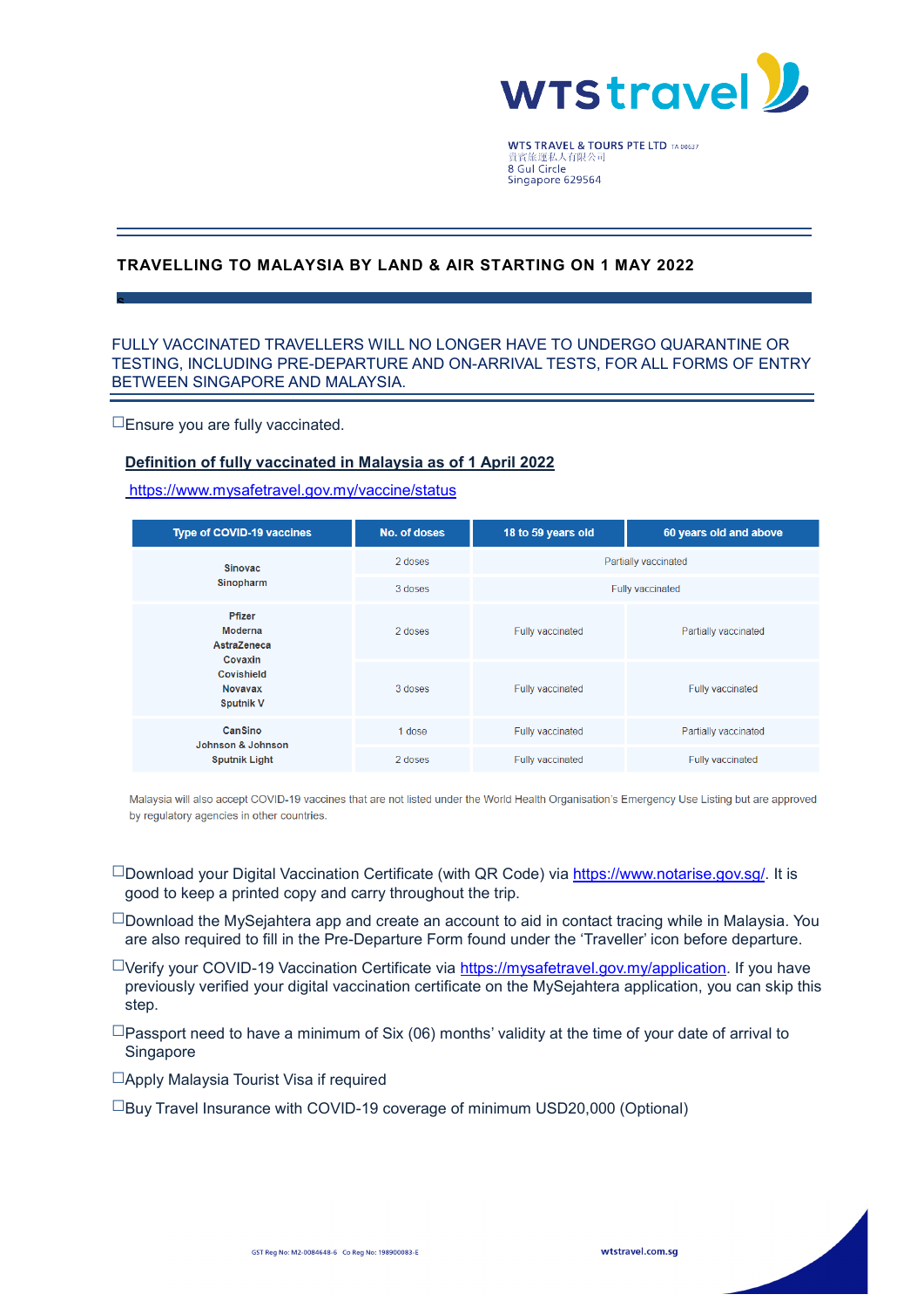WTS TRAVEL & TOURS PTE LTD TA 00637
貢富旅運私人有限公司
8 Gul Circle
Singapore 629564

## TRAVELLING TO MALAYSIA BY LAND & AIR STARTING ON 1 MAY 2022

FULLY VACCINATED TRAVELLERS WILL NO LONGER HAVE TO UNDERGO QUARANTINE OR TESTING, INCLUDING PRE-DEPARTURE AND ON-ARRIVAL TESTS, FOR ALL FORMS OF ENTRY BETWEEN SINGAPORE AND MALAYSIA.

☐Ensure you are fully vaccinated.

**Definition of fully vaccinated in Malaysia as of 1 April 2022**

https://www.mysafetravel.gov.my/vaccine/status

| Type of COVID-19 vaccines | No. of doses | 18 to 59 years old | 60 years old and above |
|---|---|---|---|
| Sinovac<br>Sinopharm | 2 doses | Partially vaccinated | |
| | 3 doses | Fully vaccinated | |
| Pfizer<br>Moderna<br>AstraZeneca<br>Covaxin<br>Covishield<br>Novavax<br>Sputnik V | 2 doses | Fully vaccinated | Partially vaccinated |
| | 3 doses | Fully vaccinated | Fully vaccinated |
| CanSino<br>Johnson & Johnson<br>Sputnik Light | 1 dose | Fully vaccinated | Partially vaccinated |
| | 2 doses | Fully vaccinated | Fully vaccinated |

Malaysia will also accept COVID-19 vaccines that are not listed under the World Health Organisation's Emergency Use Listing but are approved by regulatory agencies in other countries.

☐Download your Digital Vaccination Certificate (with QR Code) via https://www.notarise.gov.sg/. It is good to keep a printed copy and carry throughout the trip.

☐Download the MySejahtera app and create an account to aid in contact tracing while in Malaysia. You are also required to fill in the Pre-Departure Form found under the 'Traveller' icon before departure.

☐Verify your COVID-19 Vaccination Certificate via https://mysafetravel.gov.my/application. If you have previously verified your digital vaccination certificate on the MySejahtera application, you can skip this step.

☐Passport need to have a minimum of Six (06) months' validity at the time of your date of arrival to Singapore

☐Apply Malaysia Tourist Visa if required

☐Buy Travel Insurance with COVID-19 coverage of minimum USD20,000 (Optional)

GST Reg No: M2-0084648-6 Co Reg No: 198900083-E

wtstravel.com.sg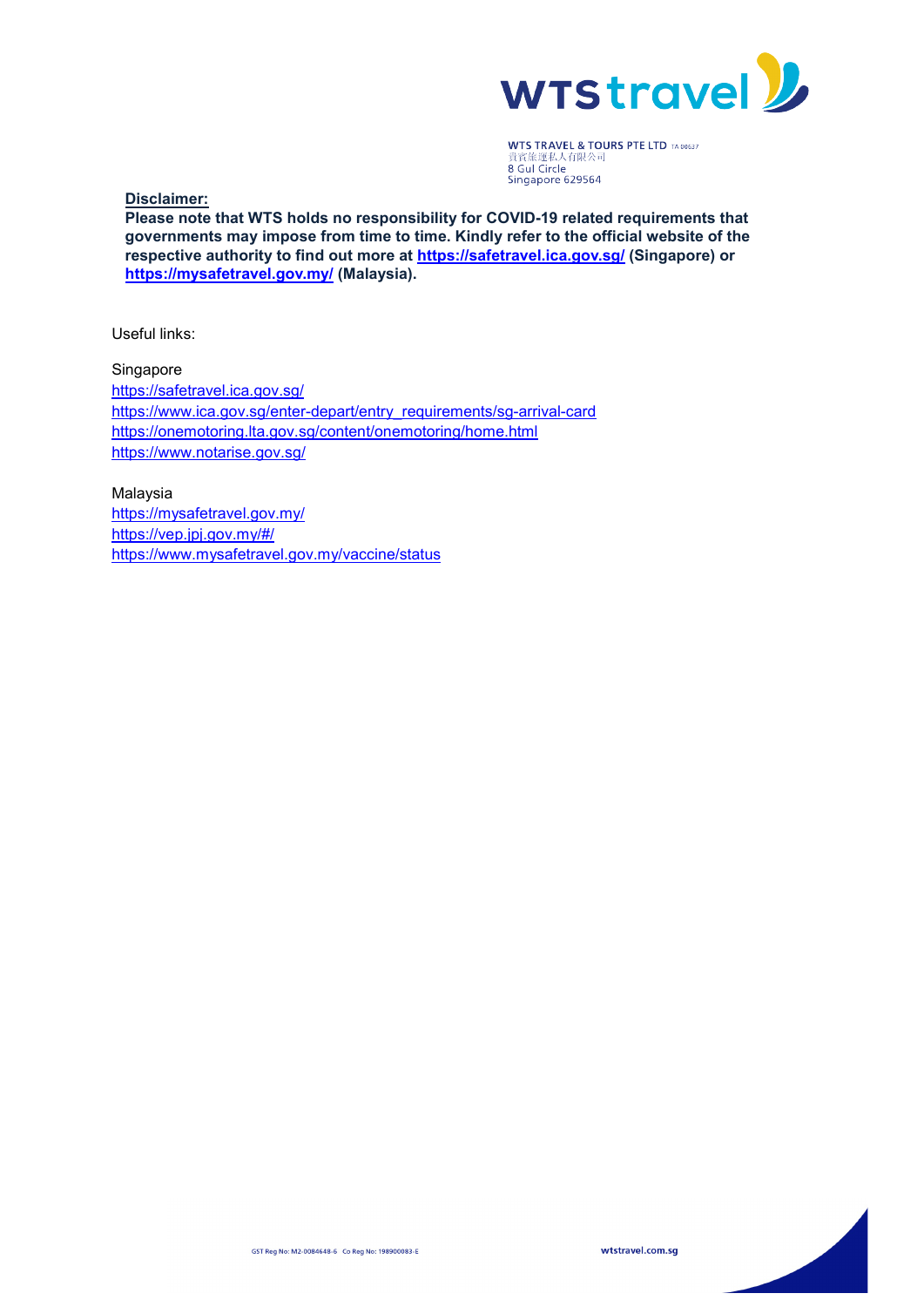WTS TRAVEL & TOURS PTE LTD TA 00537
貢資旅運私人有限公司
8 Gul Circle
Singapore 629564

**Disclaimer:**

**Please note that WTS holds no responsibility for COVID-19 related requirements that governments may impose from time to time. Kindly refer to the official website of the respective authority to find out more at https://safetravel.ica.gov.sg/ (Singapore) or https://mysafetravel.gov.my/ (Malaysia).**

Useful links:

Singapore
https://safetravel.ica.gov.sg/
https://www.ica.gov.sg/enter-depart/entry_requirements/sg-arrival-card
https://onemotoring.lta.gov.sg/content/onemotoring/home.html
https://www.notarise.gov.sg/

Malaysia
https://mysafetravel.gov.my/
https://vep.jpj.gov.my/#/
https://www.mysafetravel.gov.my/vaccine/status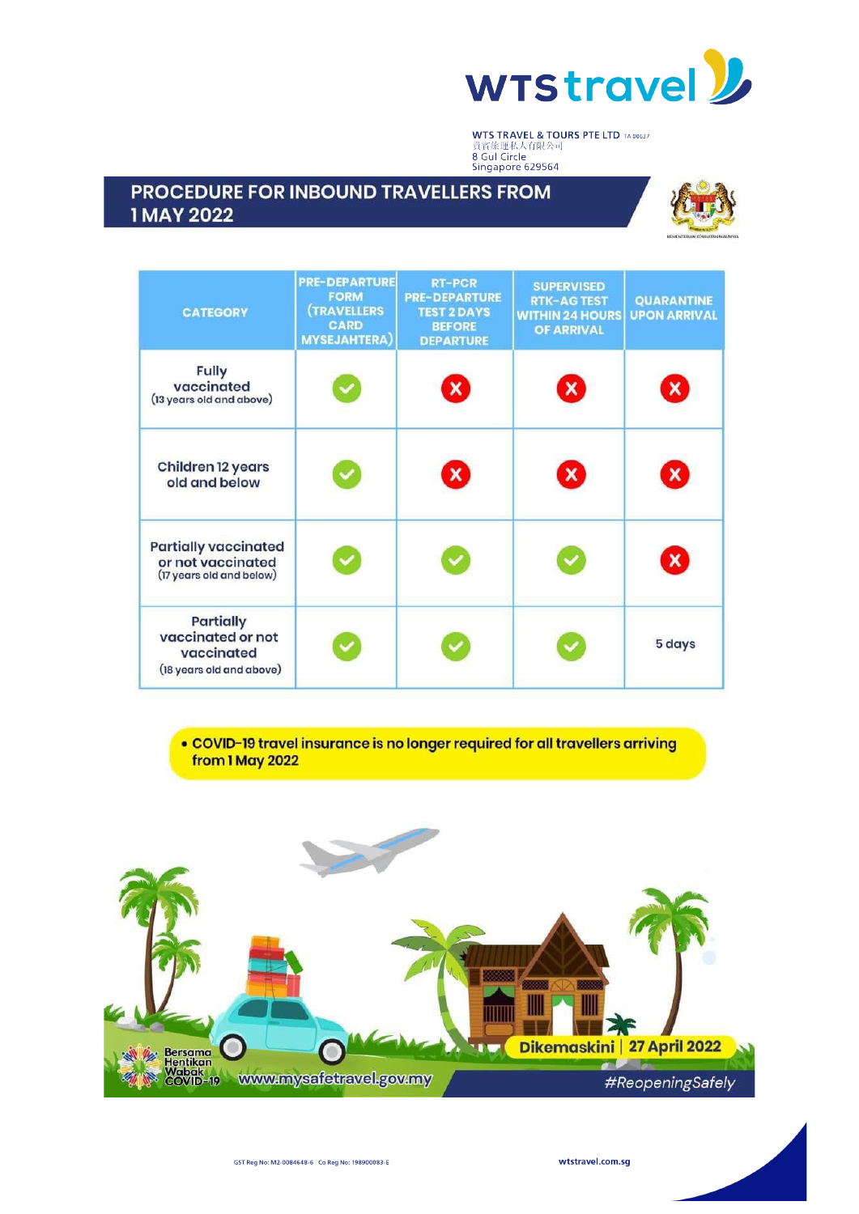WTS TRAVEL & TOURS PTE LTD TA 00637
貴賓旅運私人有限公司
8 Gul Circle
Singapore 629564

# PROCEDURE FOR INBOUND TRAVELLERS FROM 1 MAY 2022

| CATEGORY | PRE-DEPARTURE FORM (TRAVELLERS CARD MYSEJAHTERA) | RT-PCR PRE-DEPARTURE TEST 2 DAYS BEFORE DEPARTURE | SUPERVISED RTK-AG TEST WITHIN 24 HOURS OF ARRIVAL | QUARANTINE UPON ARRIVAL |
|---|---|---|---|---|
| Fully vaccinated (13 years old and above) | ✓ | ✗ | ✗ | ✗ |
| Children 12 years old and below | ✓ | ✗ | ✗ | ✗ |
| Partially vaccinated or not vaccinated (17 years old and below) | ✓ | ✓ | ✓ | ✗ |
| Partially vaccinated or not vaccinated (18 years old and above) | ✓ | ✓ | ✓ | 5 days |

- **COVID-19 travel insurance is no longer required for all travellers arriving from 1 May 2022**

Bersama Hentikan Wabak COVID-19

www.mysafetravel.gov.my

Dikemaskini | 27 April 2022

#ReopeningSafely

GST Reg No: M2-0084648-6 Co Reg No: 198900083-E

wtstravel.com.sg